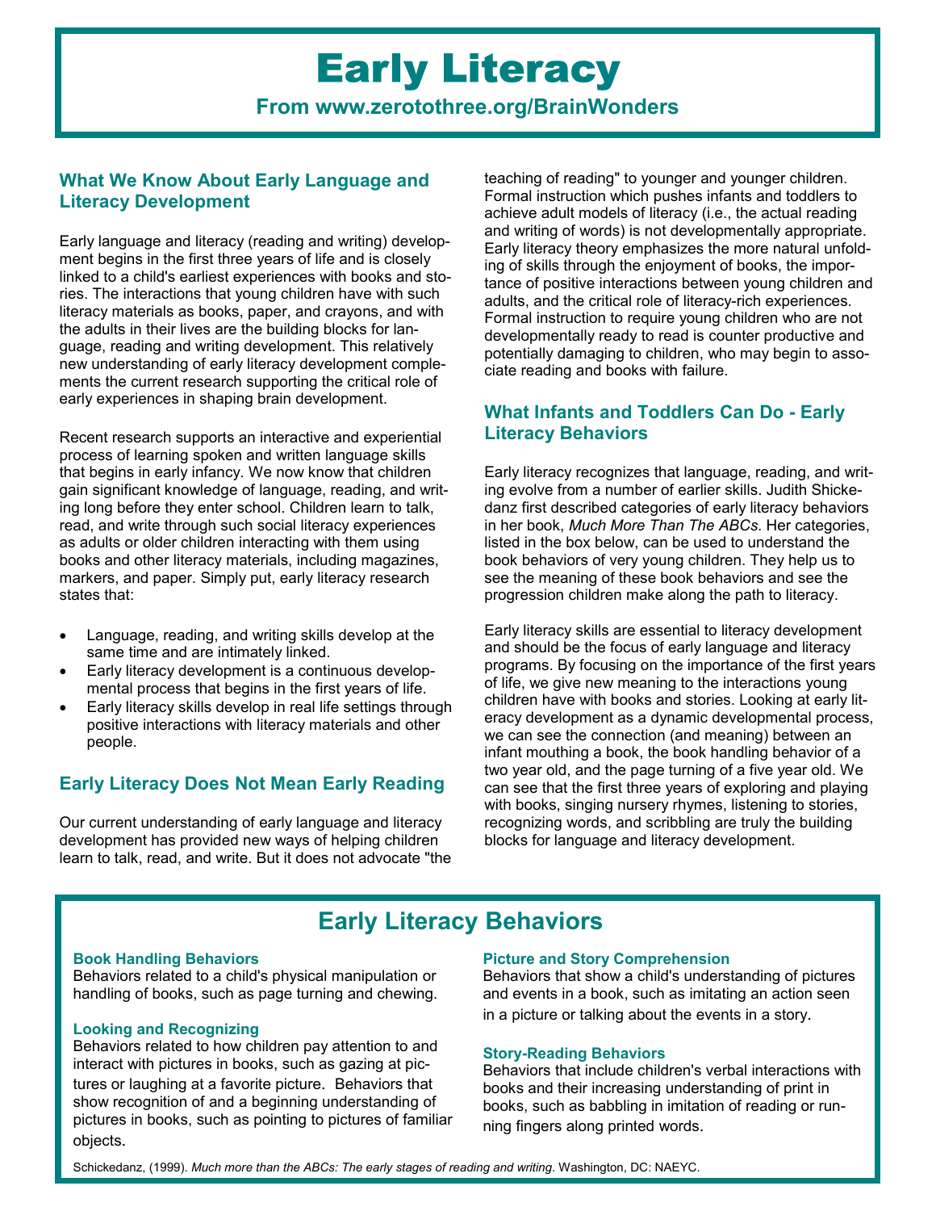# Early Literacy

**From www.zerotothree.org/BrainWonders**

## What We Know About Early Language and Literacy Development

Early language and literacy (reading and writing) development begins in the first three years of life and is closely linked to a child's earliest experiences with books and stories. The interactions that young children have with such literacy materials as books, paper, and crayons, and with the adults in their lives are the building blocks for language, reading and writing development. This relatively new understanding of early literacy development complements the current research supporting the critical role of early experiences in shaping brain development.

Recent research supports an interactive and experiential process of learning spoken and written language skills that begins in early infancy. We now know that children gain significant knowledge of language, reading, and writing long before they enter school. Children learn to talk, read, and write through such social literacy experiences as adults or older children interacting with them using books and other literacy materials, including magazines, markers, and paper. Simply put, early literacy research states that:

- Language, reading, and writing skills develop at the same time and are intimately linked.
- Early literacy development is a continuous developmental process that begins in the first years of life.
- Early literacy skills develop in real life settings through positive interactions with literacy materials and other people.

## Early Literacy Does Not Mean Early Reading

Our current understanding of early language and literacy development has provided new ways of helping children learn to talk, read, and write. But it does not advocate "the teaching of reading" to younger and younger children. Formal instruction which pushes infants and toddlers to achieve adult models of literacy (i.e., the actual reading and writing of words) is not developmentally appropriate. Early literacy theory emphasizes the more natural unfolding of skills through the enjoyment of books, the importance of positive interactions between young children and adults, and the critical role of literacy-rich experiences. Formal instruction to require young children who are not developmentally ready to read is counter productive and potentially damaging to children, who may begin to associate reading and books with failure.

## What Infants and Toddlers Can Do - Early Literacy Behaviors

Early literacy recognizes that language, reading, and writing evolve from a number of earlier skills. Judith Shickedanz first described categories of early literacy behaviors in her book, *Much More Than The ABCs*. Her categories, listed in the box below, can be used to understand the book behaviors of very young children. They help us to see the meaning of these book behaviors and see the progression children make along the path to literacy.

Early literacy skills are essential to literacy development and should be the focus of early language and literacy programs. By focusing on the importance of the first years of life, we give new meaning to the interactions young children have with books and stories. Looking at early literacy development as a dynamic developmental process, we can see the connection (and meaning) between an infant mouthing a book, the book handling behavior of a two year old, and the page turning of a five year old. We can see that the first three years of exploring and playing with books, singing nursery rhymes, listening to stories, recognizing words, and scribbling are truly the building blocks for language and literacy development.

## Early Literacy Behaviors

### Book Handling Behaviors

Behaviors related to a child's physical manipulation or handling of books, such as page turning and chewing.

### Looking and Recognizing

Behaviors related to how children pay attention to and interact with pictures in books, such as gazing at pictures or laughing at a favorite picture. Behaviors that show recognition of and a beginning understanding of pictures in books, such as pointing to pictures of familiar objects.

### Picture and Story Comprehension

Behaviors that show a child's understanding of pictures and events in a book, such as imitating an action seen in a picture or talking about the events in a story.

### Story-Reading Behaviors

Behaviors that include children's verbal interactions with books and their increasing understanding of print in books, such as babbling in imitation of reading or running fingers along printed words.

Schickedanz, (1999). *Much more than the ABCs: The early stages of reading and writing*. Washington, DC: NAEYC.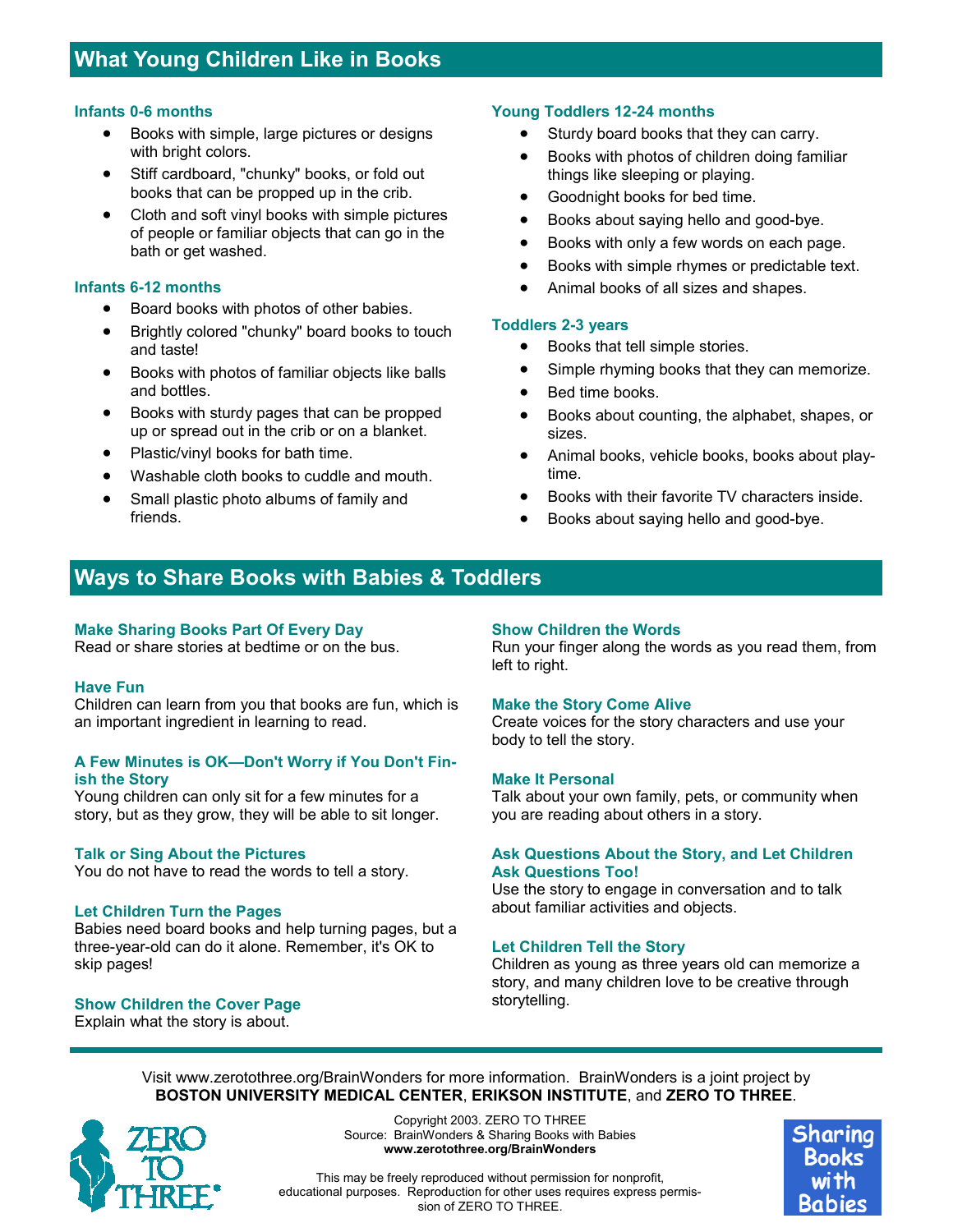## What Young Children Like in Books

### Infants 0-6 months

- Books with simple, large pictures or designs with bright colors.
- Stiff cardboard, "chunky" books, or fold out books that can be propped up in the crib.
- Cloth and soft vinyl books with simple pictures of people or familiar objects that can go in the bath or get washed.

### Infants 6-12 months

- Board books with photos of other babies.
- Brightly colored "chunky" board books to touch and taste!
- Books with photos of familiar objects like balls and bottles.
- Books with sturdy pages that can be propped up or spread out in the crib or on a blanket.
- Plastic/vinyl books for bath time.
- Washable cloth books to cuddle and mouth.
- Small plastic photo albums of family and friends.

### Young Toddlers 12-24 months

- Sturdy board books that they can carry.
- Books with photos of children doing familiar things like sleeping or playing.
- Goodnight books for bed time.
- Books about saying hello and good-bye.
- Books with only a few words on each page.
- Books with simple rhymes or predictable text.
- Animal books of all sizes and shapes.

### Toddlers 2-3 years

- Books that tell simple stories.
- Simple rhyming books that they can memorize.
- Bed time books.
- Books about counting, the alphabet, shapes, or sizes.
- Animal books, vehicle books, books about playtime.
- Books with their favorite TV characters inside.
- Books about saying hello and good-bye.

## Ways to Share Books with Babies & Toddlers

### Make Sharing Books Part Of Every Day
Read or share stories at bedtime or on the bus.

### Have Fun
Children can learn from you that books are fun, which is an important ingredient in learning to read.

### A Few Minutes is OK—Don't Worry if You Don't Finish the Story
Young children can only sit for a few minutes for a story, but as they grow, they will be able to sit longer.

### Talk or Sing About the Pictures
You do not have to read the words to tell a story.

### Let Children Turn the Pages
Babies need board books and help turning pages, but a three-year-old can do it alone. Remember, it's OK to skip pages!

### Show Children the Cover Page
Explain what the story is about.

### Show Children the Words
Run your finger along the words as you read them, from left to right.

### Make the Story Come Alive
Create voices for the story characters and use your body to tell the story.

### Make It Personal
Talk about your own family, pets, or community when you are reading about others in a story.

### Ask Questions About the Story, and Let Children Ask Questions Too!
Use the story to engage in conversation and to talk about familiar activities and objects.

### Let Children Tell the Story
Children as young as three years old can memorize a story, and many children love to be creative through storytelling.

---

Visit www.zerotothree.org/BrainWonders for more information. BrainWonders is a joint project by **BOSTON UNIVERSITY MEDICAL CENTER**, **ERIKSON INSTITUTE**, and **ZERO TO THREE**.

ZERO TO THREE

Copyright 2003. ZERO TO THREE
Source: BrainWonders & Sharing Books with Babies
**www.zerotothree.org/BrainWonders**

This may be freely reproduced without permission for nonprofit, educational purposes. Reproduction for other uses requires express permission of ZERO TO THREE.

Sharing Books with Babies